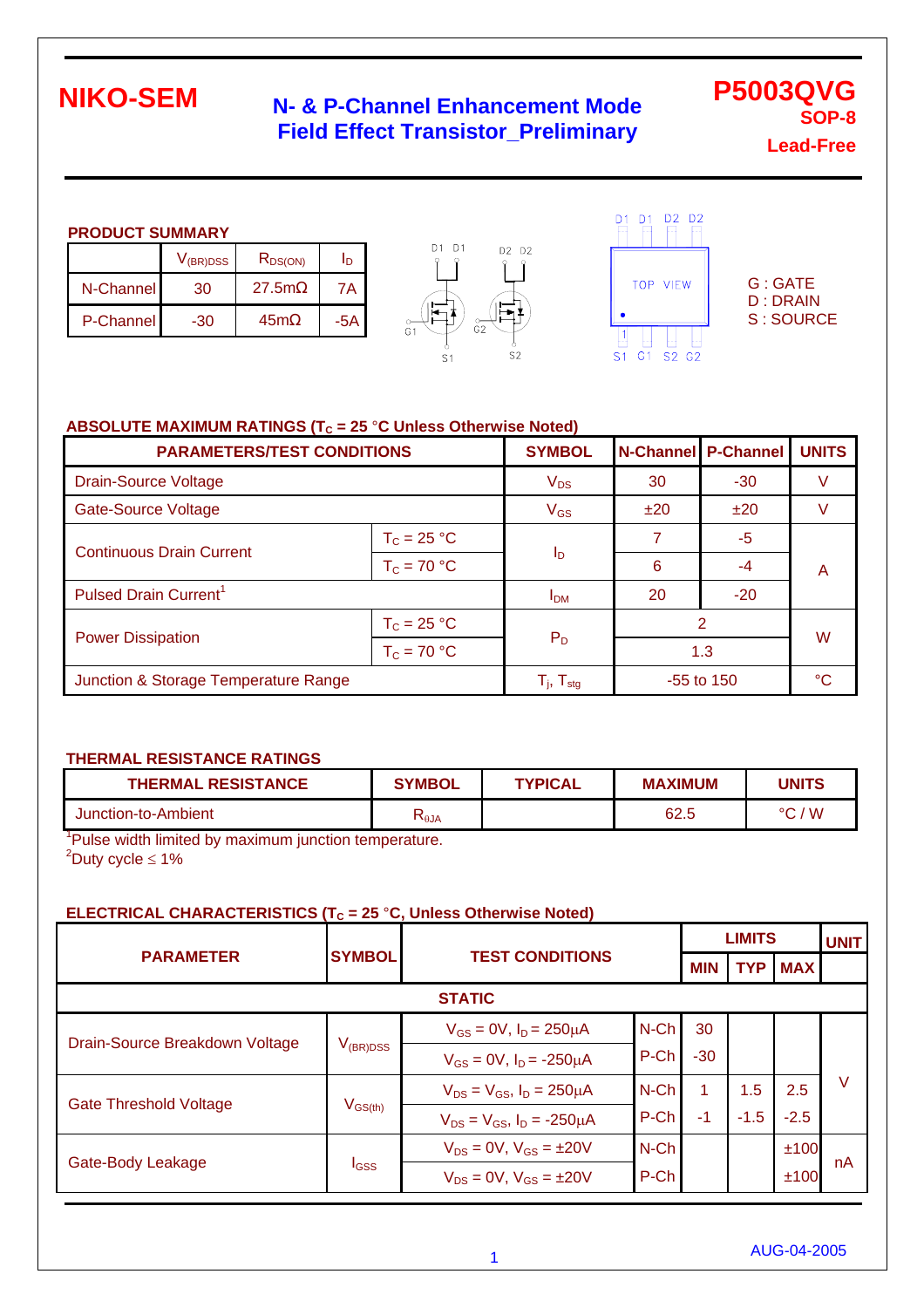# NIKO-SEM

## N- & P-Channel Enhancement Mode Field Effect Transistor_Preliminary

**P5003QVG**
**SOP-8**
**Lead-Free**

### PRODUCT SUMMARY

| | $V_{(BR)DSS}$ | $R_{DS(ON)}$ | $I_D$ |
|---|---|---|---|
| N-Channel | 30 | 27.5mΩ | 7A |
| P-Channel | -30 | 45mΩ | -5A |

G : GATE
D : DRAIN
S : SOURCE

### ABSOLUTE MAXIMUM RATINGS ($T_C$ = 25 °C Unless Otherwise Noted)

| PARAMETERS/TEST CONDITIONS | | SYMBOL | N-Channel | P-Channel | UNITS |
|---|---|---|---|---|---|
| Drain-Source Voltage | | $V_{DS}$ | 30 | -30 | V |
| Gate-Source Voltage | | $V_{GS}$ | ±20 | ±20 | V |
| Continuous Drain Current | $T_C$ = 25 °C | $I_D$ | 7 | -5 | A |
| | $T_C$ = 70 °C | | 6 | -4 | |
| Pulsed Drain Current[1] | | $I_{DM}$ | 20 | -20 | |
| Power Dissipation | $T_C$ = 25 °C | $P_D$ | 2 | | W |
| | $T_C$ = 70 °C | | 1.3 | | |
| Junction & Storage Temperature Range | | $T_j$, $T_{stg}$ | -55 to 150 | | °C |

### THERMAL RESISTANCE RATINGS

| THERMAL RESISTANCE | SYMBOL | TYPICAL | MAXIMUM | UNITS |
|---|---|---|---|---|
| Junction-to-Ambient | $R_{\theta JA}$ | | 62.5 | °C / W |

[1]Pulse width limited by maximum junction temperature.
[2]Duty cycle ≤ 1%

### ELECTRICAL CHARACTERISTICS ($T_C$ = 25 °C, Unless Otherwise Noted)

| PARAMETER | SYMBOL | TEST CONDITIONS | | LIMITS | | | UNIT |
|---|---|---|---|---|---|---|---|
| | | | | MIN | TYP | MAX | |
| **STATIC** | | | | | | | |
| Drain-Source Breakdown Voltage | $V_{(BR)DSS}$ | $V_{GS}$ = 0V, $I_D$ = 250μA | N-Ch | 30 | | | V |
| | | $V_{GS}$ = 0V, $I_D$ = -250μA | P-Ch | -30 | | | |
| Gate Threshold Voltage | $V_{GS(th)}$ | $V_{DS}$ = $V_{GS}$, $I_D$ = 250μA | N-Ch | 1 | 1.5 | 2.5 | |
| | | $V_{DS}$ = $V_{GS}$, $I_D$ = -250μA | P-Ch | -1 | -1.5 | -2.5 | |
| Gate-Body Leakage | $I_{GSS}$ | $V_{DS}$ = 0V, $V_{GS}$ = ±20V | N-Ch | | | ±100 | nA |
| | | $V_{DS}$ = 0V, $V_{GS}$ = ±20V | P-Ch | | | ±100 | |

AUG-04-2005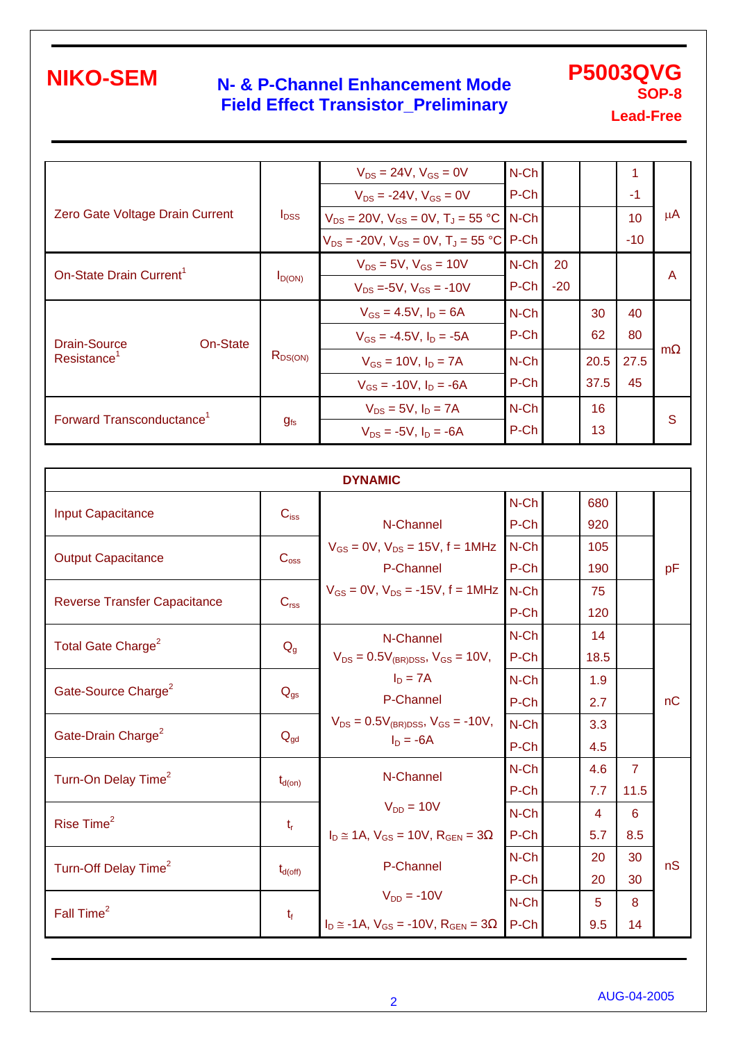| Parameter | Symbol | Test Conditions | Channel | Min | Typ | Max | Unit |
|---|---|---|---|---|---|---|---|
| Zero Gate Voltage Drain Current | $I_{DSS}$ | $V_{DS}$ = 24V, $V_{GS}$ = 0V | N-Ch | | | 1 | µA |
| | | $V_{DS}$ = -24V, $V_{GS}$ = 0V | P-Ch | | | -1 | |
| | | $V_{DS}$ = 20V, $V_{GS}$ = 0V, $T_J$ = 55 °C | N-Ch | | | 10 | |
| | | $V_{DS}$ = -20V, $V_{GS}$ = 0V, $T_J$ = 55 °C | P-Ch | | | -10 | |
| On-State Drain Current[1] | $I_{D(ON)}$ | $V_{DS}$ = 5V, $V_{GS}$ = 10V | N-Ch | 20 | | | A |
| | | $V_{DS}$ =-5V, $V_{GS}$ = -10V | P-Ch | -20 | | | |
| Drain-Source On-State Resistance[1] | $R_{DS(ON)}$ | $V_{GS}$ = 4.5V, $I_D$ = 6A | N-Ch | | 30 | 40 | mΩ |
| | | $V_{GS}$ = -4.5V, $I_D$ = -5A | P-Ch | | 62 | 80 | |
| | | $V_{GS}$ = 10V, $I_D$ = 7A | N-Ch | | 20.5 | 27.5 | |
| | | $V_{GS}$ = -10V, $I_D$ = -6A | P-Ch | | 37.5 | 45 | |
| Forward Transconductance[1] | $g_{fs}$ | $V_{DS}$ = 5V, $I_D$ = 7A | N-Ch | | 16 | | S |
| | | $V_{DS}$ = -5V, $I_D$ = -6A | P-Ch | | 13 | | |

| **DYNAMIC** | | | | | | | |
|---|---|---|---|---|---|---|---|
| Input Capacitance | $C_{iss}$ | N-Channel $V_{GS}$ = 0V, $V_{DS}$ = 15V, f = 1MHz P-Channel $V_{GS}$ = 0V, $V_{DS}$ = -15V, f = 1MHz | N-Ch | | 680 | | pF |
| | | | P-Ch | | 920 | | |
| Output Capacitance | $C_{oss}$ | | N-Ch | | 105 | | |
| | | | P-Ch | | 190 | | |
| Reverse Transfer Capacitance | $C_{rss}$ | | N-Ch | | 75 | | |
| | | | P-Ch | | 120 | | |
| Total Gate Charge[2] | $Q_g$ | N-Channel $V_{DS}$ = $0.5V_{(BR)DSS}$, $V_{GS}$ = 10V, $I_D$ = 7A P-Channel $V_{DS}$ = $0.5V_{(BR)DSS}$, $V_{GS}$ = -10V, $I_D$ = -6A | N-Ch | | 14 | | nC |
| | | | P-Ch | | 18.5 | | |
| Gate-Source Charge[2] | $Q_{gs}$ | | N-Ch | | 1.9 | | |
| | | | P-Ch | | 2.7 | | |
| Gate-Drain Charge[2] | $Q_{gd}$ | | N-Ch | | 3.3 | | |
| | | | P-Ch | | 4.5 | | |
| Turn-On Delay Time[2] | $t_{d(on)}$ | N-Channel $V_{DD}$ = 10V $I_D$ ≅ 1A, $V_{GS}$ = 10V, $R_{GEN}$ = 3Ω P-Channel $V_{DD}$ = -10V $I_D$ ≅ -1A, $V_{GS}$ = -10V, $R_{GEN}$ = 3Ω | N-Ch | | 4.6 | 7 | nS |
| | | | P-Ch | | 7.7 | 11.5 | |
| Rise Time[2] | $t_r$ | | N-Ch | | 4 | 6 | |
| | | | P-Ch | | 5.7 | 8.5 | |
| Turn-Off Delay Time[2] | $t_{d(off)}$ | | N-Ch | | 20 | 30 | |
| | | | P-Ch | | 20 | 30 | |
| Fall Time[2] | $t_f$ | | N-Ch | | 5 | 8 | |
| | | | P-Ch | | 9.5 | 14 | |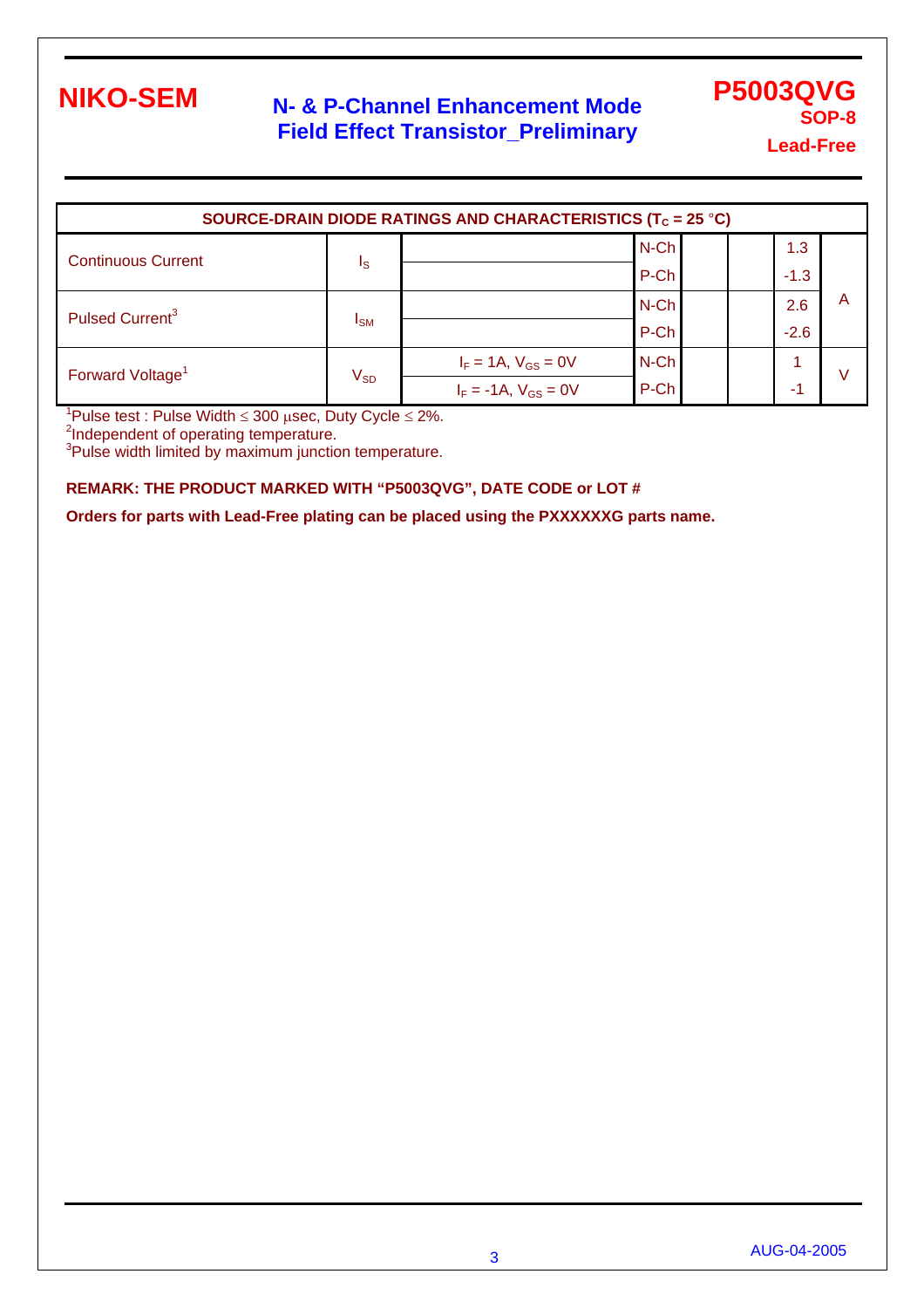## SOURCE-DRAIN DIODE RATINGS AND CHARACTERISTICS ($T_C$ = 25 °C)

| Parameter | Symbol | Test Conditions | | | | | Unit |
|---|---|---|---|---|---|---|---|
| Continuous Current | $I_S$ | | N-Ch | | | 1.3 | A |
| | | | P-Ch | | | -1.3 | |
| Pulsed Current[3] | $I_{SM}$ | | N-Ch | | | 2.6 | |
| | | | P-Ch | | | -2.6 | |
| Forward Voltage[1] | $V_{SD}$ | $I_F$ = 1A, $V_{GS}$ = 0V | N-Ch | | | 1 | V |
| | | $I_F$ = -1A, $V_{GS}$ = 0V | P-Ch | | | -1 | |

[1]Pulse test : Pulse Width ≤ 300 μsec, Duty Cycle ≤ 2%.
[2]Independent of operating temperature.
[3]Pulse width limited by maximum junction temperature.

**REMARK: THE PRODUCT MARKED WITH "P5003QVG", DATE CODE or LOT #**

**Orders for parts with Lead-Free plating can be placed using the PXXXXXXG parts name.**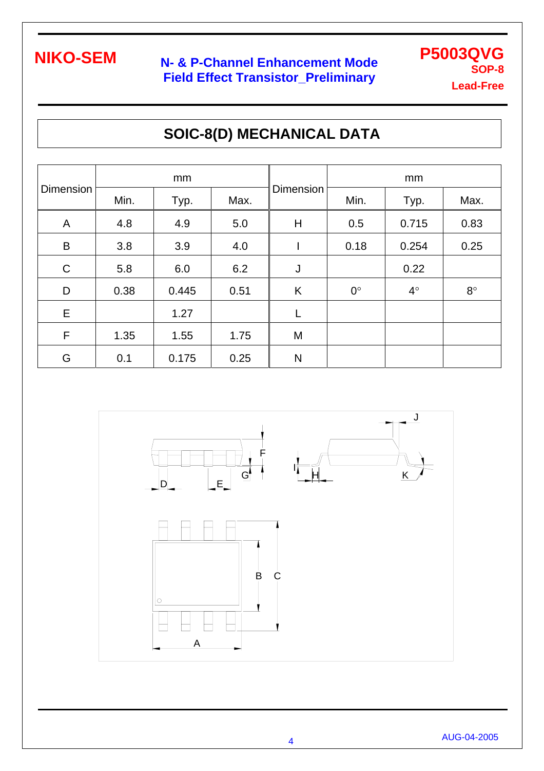# SOIC-8(D) MECHANICAL DATA

| Dimension | mm | | | Dimension | mm | | |
|---|---|---|---|---|---|---|---|
| | Min. | Typ. | Max. | | Min. | Typ. | Max. |
| A | 4.8 | 4.9 | 5.0 | H | 0.5 | 0.715 | 0.83 |
| B | 3.8 | 3.9 | 4.0 | I | 0.18 | 0.254 | 0.25 |
| C | 5.8 | 6.0 | 6.2 | J | | 0.22 | |
| D | 0.38 | 0.445 | 0.51 | K | 0° | 4° | 8° |
| E | | 1.27 | | L | | | |
| F | 1.35 | 1.55 | 1.75 | M | | | |
| G | 0.1 | 0.175 | 0.25 | N | | | |

F

G

D

E

J

I

H

K

B

C

A